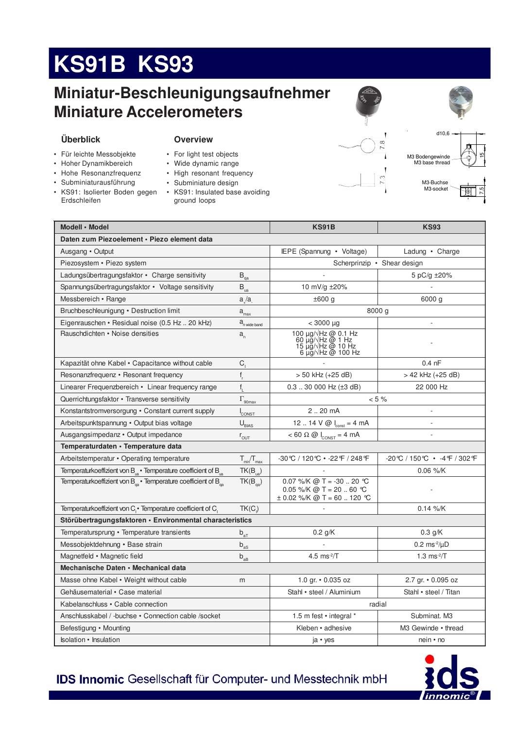# KS91B KS93

## Miniatur-Beschleunigungsaufnehmer
## Miniature Accelerometers

d10,6

M3 Bodengewinde
M3 base thread

M3-Buchse
M3-socket

### Überblick

- Für leichte Messobjekte
- Hoher Dynamikbereich
- Hohe Resonanzfrequenz
- Subminiaturausführung
- KS91: Isolierter Boden gegen Erdschleifen

### Overview

- For light test objects
- Wide dynamic range
- High resonant frequency
- Subminiature design
- KS91: Insulated base avoiding ground loops

| Modell • Model | | KS91B | KS93 |
|---|---|---|---|
| **Daten zum Piezoelement • Piezo element data** | | | |
| Ausgang • Output | | IEPE (Spannung • Voltage) | Ladung • Charge |
| Piezosystem • Piezo system | | Scherprinzip • Shear design | |
| Ladungsübertragungsfaktor • Charge sensitivity | $B_{qa}$ | - | 5 pC/g ±20% |
| Spannungsübertragungsfaktor • Voltage sensitivity | $B_{ua}$ | 10 mV/g ±20% | - |
| Messbereich • Range | $a_+/a_-$ | ±600 g | 6000 g |
| Bruchbeschleunigung • Destruction limit | $a_{max}$ | 8000 g | |
| Eigenrauschen • Residual noise (0.5 Hz .. 20 kHz) | $a_{n\ wide\ band}$ | < 3000 µg | - |
| Rauschdichten • Noise densities | $a_n$ | 100 µg/√Hz @ 0.1 Hz<br>60 µg/√Hz @ 1 Hz<br>15 µg/√Hz @ 10 Hz<br>6 µg/√Hz @ 100 Hz | - |
| Kapazität ohne Kabel • Capacitance without cable | $C_i$ | - | 0.4 nF |
| Resonanzfrequenz • Resonant frequency | $f_r$ | > 50 kHz (+25 dB) | > 42 kHz (+25 dB) |
| Linearer Frequenzbereich • Linear frequency range | $f_L$ | 0.3 .. 30 000 Hz (±3 dB) | 22 000 Hz |
| Querrichtungsfaktor • Transverse sensitivity | $\Gamma_{90max}$ | < 5 % | |
| Konstantstromversorgung • Constant current supply | $I_{CONST}$ | 2 .. 20 mA | - |
| Arbeitspunktspannung • Output bias voltage | $U_{BIAS}$ | 12 .. 14 V @ $I_{const}$ = 4 mA | - |
| Ausgangsimpedanz • Output impedance | $r_{OUT}$ | < 60 Ω @ $I_{CONST}$ = 4 mA | - |
| **Temperaturdaten • Temperature data** | | | |
| Arbeitstemperatur • Operating temperature | $T_{min}/T_{max}$ | -30 °C / 120 °C • -22 °F / 248 °F | -20 °C / 150 °C • -4 °F / 302 °F |
| Temperaturkoeffizient von $B_{ua}$ • Temperature coefficient of $B_{ua}$ | $TK(B_{ua})$ | - | 0.06 %/K |
| Temperaturkoeffizient von $B_{qa}$ • Temperature coefficient of $B_{qa}$ | $TK(B_{qa})$ | 0.07 %/K @ T = -30 .. 20 °C<br>0.05 %/K @ T = 20 .. 60 °C<br>± 0.02 %/K @ T = 60 .. 120 °C | - |
| Temperaturkoeffizient von $C_i$ • Temperature coefficient of $C_i$ | $TK(C_i)$ | - | 0.14 %/K |
| **Störübertragungsfaktoren • Environmental characteristics** | | | |
| Temperatursprung • Temperature transients | $b_{aT}$ | 0.2 g/K | 0.3 g/K |
| Messobjektdehnung • Base strain | $b_{aS}$ | - | 0.2 ms⁻²/µD |
| Magnetfeld • Magnetic field | $b_{aB}$ | 4.5 ms⁻²/T | 1.3 ms⁻²/T |
| **Mechanische Daten • Mechanical data** | | | |
| Masse ohne Kabel • Weight without cable | m | 1.0 gr. • 0.035 oz | 2.7 gr. • 0.095 oz |
| Gehäusematerial • Case material | | Stahl • steel / Aluminium | Stahl • steel / Titan |
| Kabelanschluss • Cable connection | | radial | |
| Anschlusskabel / -buchse • Connection cable /socket | | 1.5 m fest • integral * | Subminat. M3 |
| Befestigung • Mounting | | Kleben • adhesive | M3 Gewinde • thread |
| Isolation • Insulation | | ja • yes | nein • no |

**IDS Innomic** Gesellschaft für Computer- und Messtechnik mbH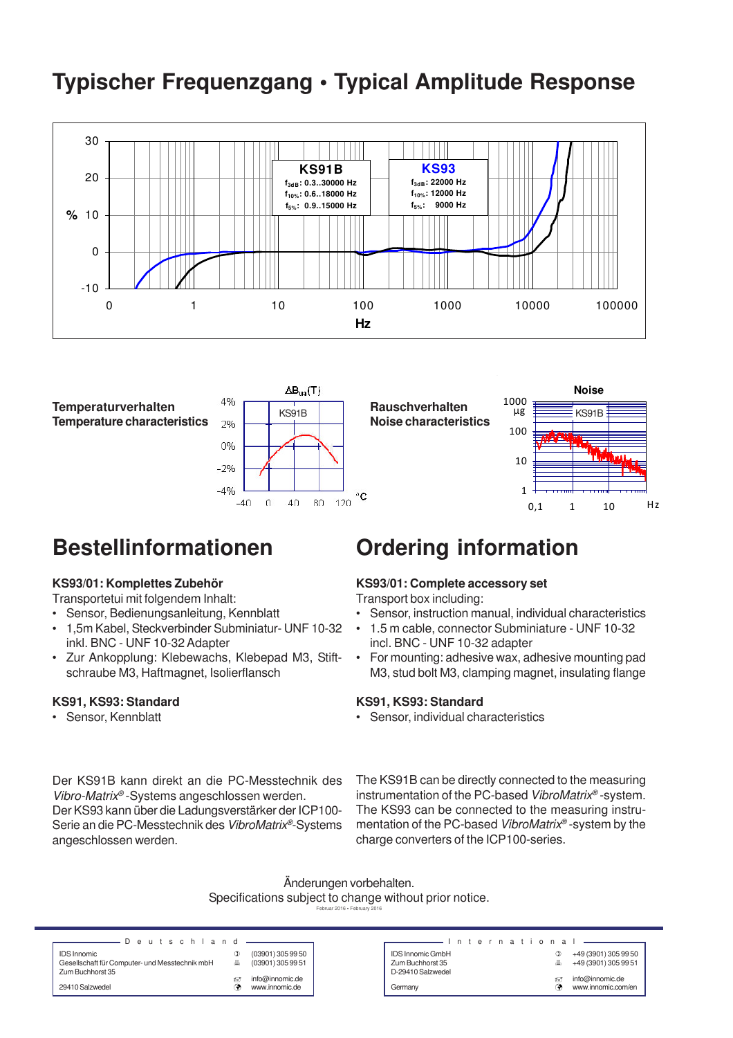# Typischer Frequenzgang • Typical Amplitude Response

30
20
% 10
0
-10

0 1 10 100 1000 10000 100000

Hz

**KS91B**
$f_{3dB}$: 0.3..30000 Hz
$f_{10\%}$: 0.6..18000 Hz
$f_{5\%}$: 0.9..15000 Hz

**KS93**
$f_{3dB}$: 22000 Hz
$f_{10\%}$: 12000 Hz
$f_{5\%}$: 9000 Hz

**Temperaturverhalten**
**Temperature characteristics**

$\Delta B_{ua}(T)$

KS91B

4%
2%
0%
-2%
-4%

-40 0 40 80 120 °C

**Rauschverhalten**
**Noise characteristics**

**Noise**

KS91B

1000 µg
100
10
1

0,1 1 10 Hz

## Bestellinformationen

**KS93/01: Komplettes Zubehör**
Transportetui mit folgendem Inhalt:

- Sensor, Bedienungsanleitung, Kennblatt
- 1,5m Kabel, Steckverbinder Subminiatur- UNF 10-32 inkl. BNC - UNF 10-32 Adapter
- Zur Ankopplung: Klebewachs, Klebepad M3, Stiftschraube M3, Haftmagnet, Isolierflansch

**KS91, KS93: Standard**

- Sensor, Kennblatt

Der KS91B kann direkt an die PC-Messtechnik des *Vibro-Matrix®*-Systems angeschlossen werden.
Der KS93 kann über die Ladungsverstärker der ICP100-Serie an die PC-Messtechnik des *VibroMatrix®*-Systems angeschlossen werden.

## Ordering information

**KS93/01: Complete accessory set**
Transport box including:

- Sensor, instruction manual, individual characteristics
- 1.5 m cable, connector Subminiature - UNF 10-32 incl. BNC - UNF 10-32 adapter
- For mounting: adhesive wax, adhesive mounting pad M3, stud bolt M3, clamping magnet, insulating flange

**KS91, KS93: Standard**

- Sensor, individual characteristics

The KS91B can be directly connected to the measuring instrumentation of the PC-based *VibroMatrix®*-system.
The KS93 can be connected to the measuring instrumentation of the PC-based *VibroMatrix®*-system by the charge converters of the ICP100-series.

Änderungen vorbehalten.
Specifications subject to change without prior notice.
Februar 2016 • February 2016

D e u t s c h l a n d

IDS Innomic
Gesellschaft für Computer- und Messtechnik mbH
Zum Buchhorst 35

29410 Salzwedel

(03901) 305 99 50
(03901) 305 99 51
info@innomic.de
www.innomic.de

I n t e r n a t i o n a l

IDS Innomic GmbH
Zum Buchhorst 35
D-29410 Salzwedel

Germany

+49 (3901) 305 99 50
+49 (3901) 305 99 51
info@innomic.de
www.innomic.com/en